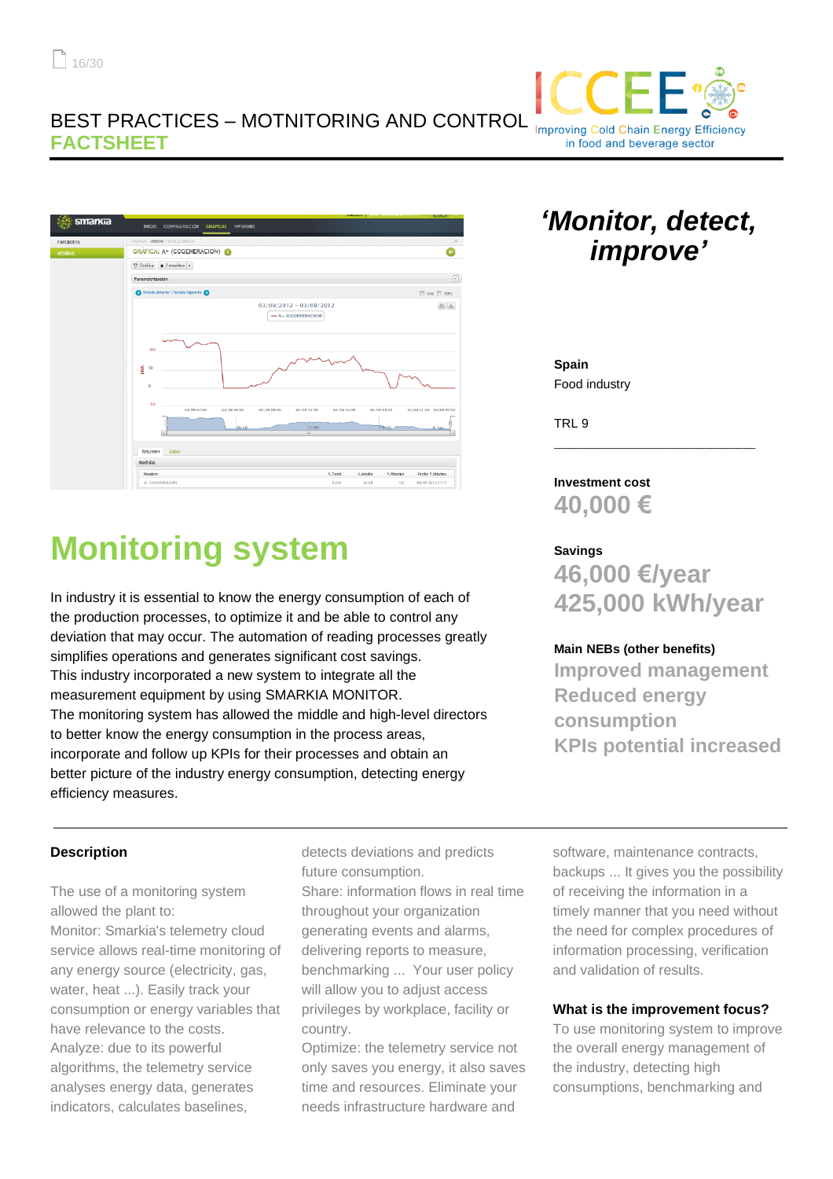BEST PRACTICES – MOTNITORING AND CONTROL
**FACTSHEET**

ICCEE
Improving Cold Chain Energy Efficiency in food and beverage sector

*'Monitor, detect, improve'*

**Spain**
Food industry

TRL 9

**Investment cost**
**40,000 €**

**Savings**
**46,000 €/year**
**425,000 kWh/year**

**Main NEBs (other benefits)**
**Improved management**
**Reduced energy consumption**
**KPIs potential increased**

# Monitoring system

In industry it is essential to know the energy consumption of each of the production processes, to optimize it and be able to control any deviation that may occur. The automation of reading processes greatly simplifies operations and generates significant cost savings.
This industry incorporated a new system to integrate all the measurement equipment by using SMARKIA MONITOR.
The monitoring system has allowed the middle and high-level directors to better know the energy consumption in the process areas, incorporate and follow up KPIs for their processes and obtain an better picture of the industry energy consumption, detecting energy efficiency measures.

### Description

The use of a monitoring system allowed the plant to:
Monitor: Smarkia's telemetry cloud service allows real-time monitoring of any energy source (electricity, gas, water, heat ...). Easily track your consumption or energy variables that have relevance to the costs.
Analyze: due to its powerful algorithms, the telemetry service analyses energy data, generates indicators, calculates baselines, detects deviations and predicts future consumption.
Share: information flows in real time throughout your organization generating events and alarms, delivering reports to measure, benchmarking ... Your user policy will allow you to adjust access privileges by workplace, facility or country.
Optimize: the telemetry service not only saves you energy, it also saves time and resources. Eliminate your needs infrastructure hardware and software, maintenance contracts, backups ... It gives you the possibility of receiving the information in a timely manner that you need without the need for complex procedures of information processing, verification and validation of results.

### What is the improvement focus?

To use monitoring system to improve the overall energy management of the industry, detecting high consumptions, benchmarking and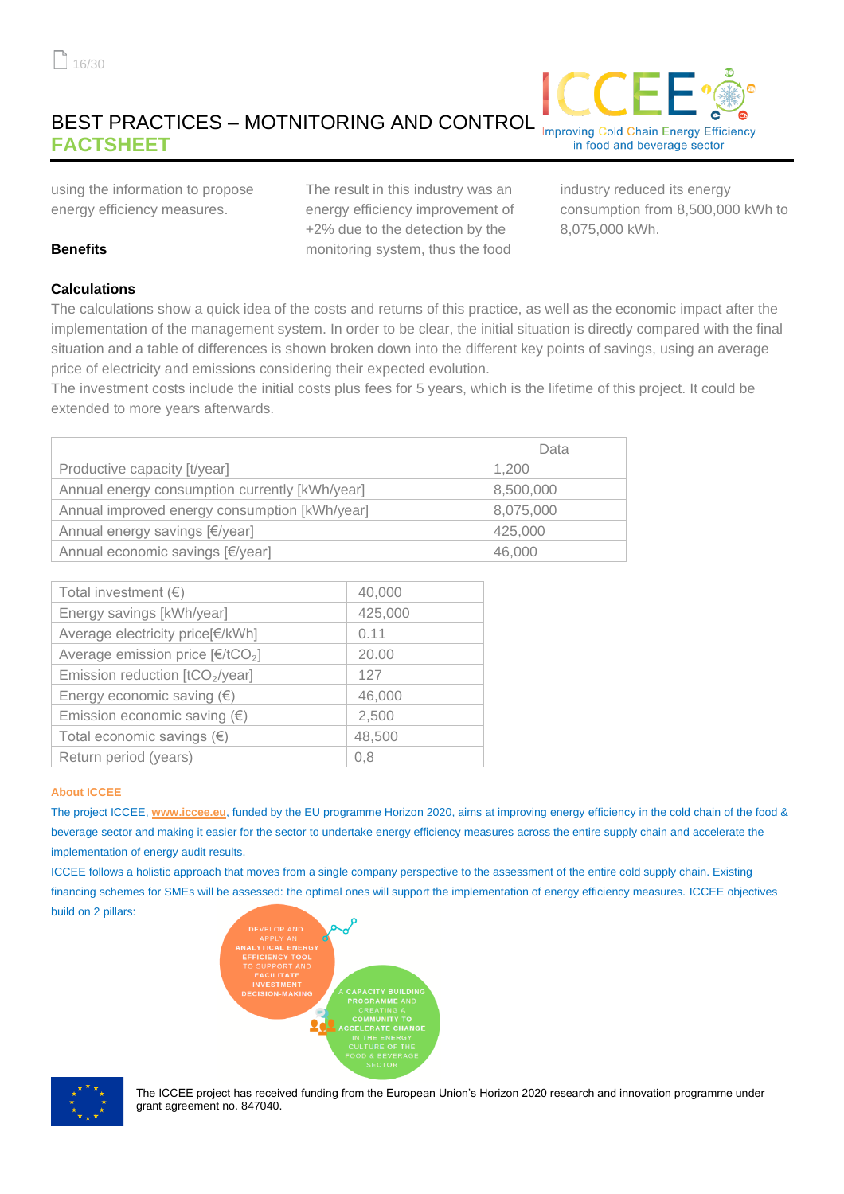# BEST PRACTICES – MOTNITORING AND CONTROL

## FACTSHEET

using the information to propose energy efficiency measures.

**Benefits**

The result in this industry was an energy efficiency improvement of +2% due to the detection by the monitoring system, thus the food industry reduced its energy consumption from 8,500,000 kWh to 8,075,000 kWh.

**Calculations**

The calculations show a quick idea of the costs and returns of this practice, as well as the economic impact after the implementation of the management system. In order to be clear, the initial situation is directly compared with the final situation and a table of differences is shown broken down into the different key points of savings, using an average price of electricity and emissions considering their expected evolution.

The investment costs include the initial costs plus fees for 5 years, which is the lifetime of this project. It could be extended to more years afterwards.

| | Data |
|---|---|
| Productive capacity [t/year] | 1,200 |
| Annual energy consumption currently [kWh/year] | 8,500,000 |
| Annual improved energy consumption [kWh/year] | 8,075,000 |
| Annual energy savings [€/year] | 425,000 |
| Annual economic savings [€/year] | 46,000 |

| | |
|---|---|
| Total investment (€) | 40,000 |
| Energy savings [kWh/year] | 425,000 |
| Average electricity price[€/kWh] | 0.11 |
| Average emission price [€/t$CO_2$] | 20.00 |
| Emission reduction [t$CO_2$/year] | 127 |
| Energy economic saving (€) | 46,000 |
| Emission economic saving (€) | 2,500 |
| Total economic savings (€) | 48,500 |
| Return period (years) | 0,8 |

**About ICCEE**

The project ICCEE, www.iccee.eu, funded by the EU programme Horizon 2020, aims at improving energy efficiency in the cold chain of the food & beverage sector and making it easier for the sector to undertake energy efficiency measures across the entire supply chain and accelerate the implementation of energy audit results.

ICCEE follows a holistic approach that moves from a single company perspective to the assessment of the entire cold supply chain. Existing financing schemes for SMEs will be assessed: the optimal ones will support the implementation of energy efficiency measures. ICCEE objectives build on 2 pillars:

DEVELOP AND APPLY AN ANALYTICAL ENERGY EFFICIENCY TOOL TO SUPPORT AND FACILITATE INVESTMENT DECISION-MAKING

A CAPACITY BUILDING PROGRAMME AND CREATING A COMMUNITY TO ACCELERATE CHANGE IN THE ENERGY CULTURE OF THE FOOD & BEVERAGE SECTOR

The ICCEE project has received funding from the European Union's Horizon 2020 research and innovation programme under grant agreement no. 847040.